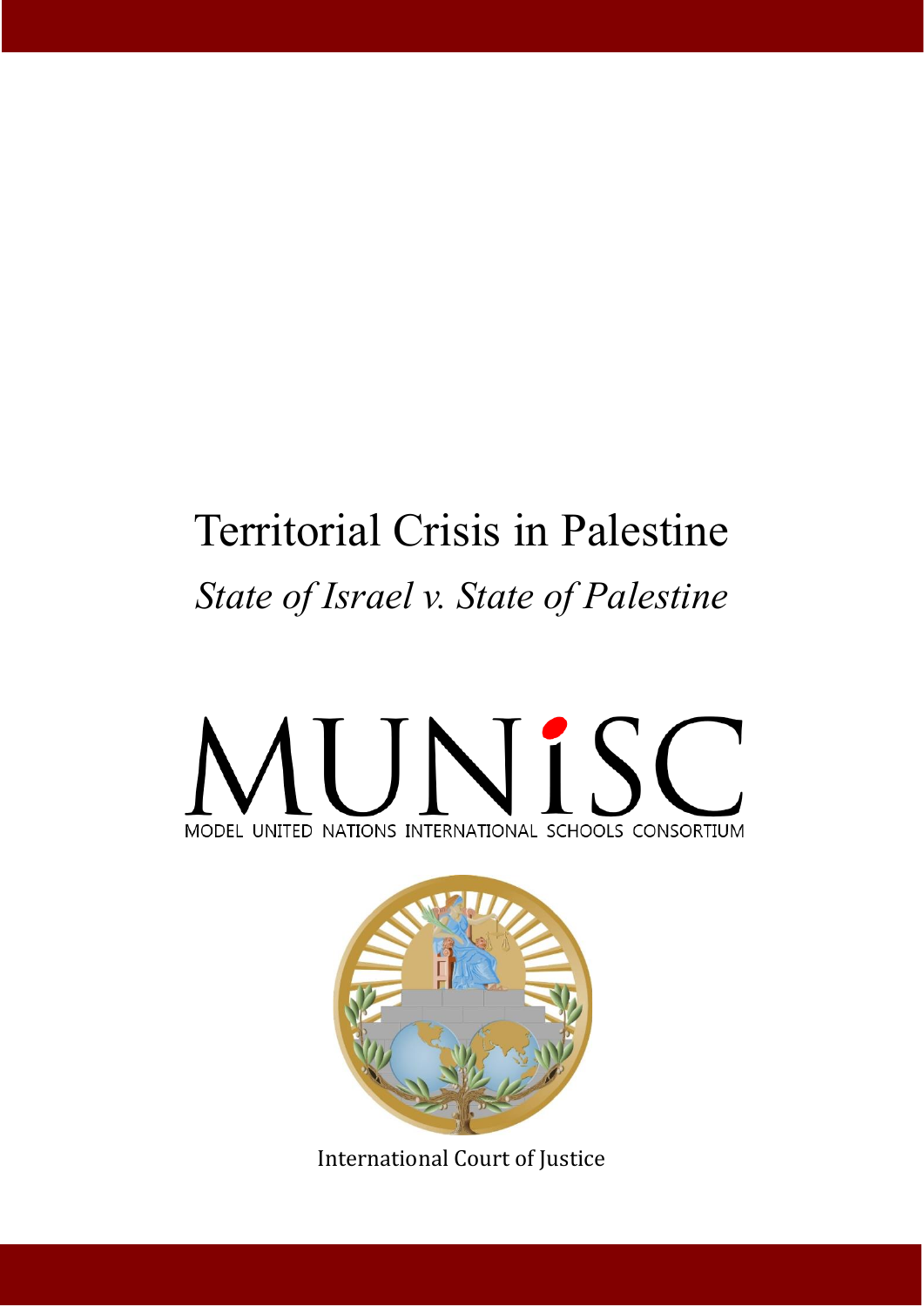# Territorial Crisis in Palestine

*State of Israel v. State of Palestine*

MUNiSC

MODEL UNITED NATIONS INTERNATIONAL SCHOOLS CONSORTIUM

International Court of Justice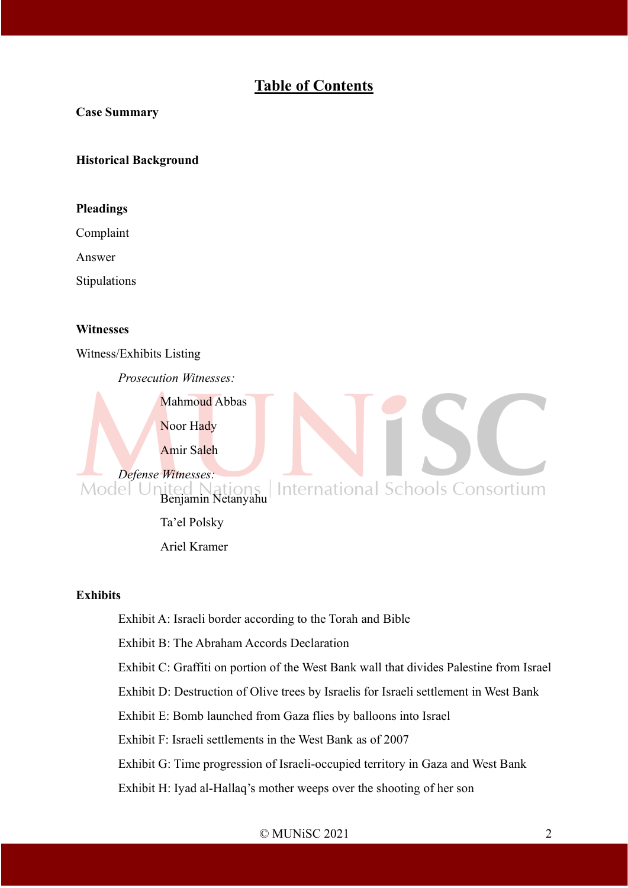# Table of Contents

**Case Summary**

**Historical Background**

**Pleadings**

Complaint

Answer

Stipulations

**Witnesses**

Witness/Exhibits Listing

*Prosecution Witnesses:*

- Mahmoud Abbas
- Noor Hady
- Amir Saleh

*Defense Witnesses:*

- Benjamin Netanyahu
- Ta'el Polsky
- Ariel Kramer

**Exhibits**

Exhibit A: Israeli border according to the Torah and Bible

Exhibit B: The Abraham Accords Declaration

Exhibit C: Graffiti on portion of the West Bank wall that divides Palestine from Israel

Exhibit D: Destruction of Olive trees by Israelis for Israeli settlement in West Bank

Exhibit E: Bomb launched from Gaza flies by balloons into Israel

Exhibit F: Israeli settlements in the West Bank as of 2007

Exhibit G: Time progression of Israeli-occupied territory in Gaza and West Bank

Exhibit H: Iyad al-Hallaq's mother weeps over the shooting of her son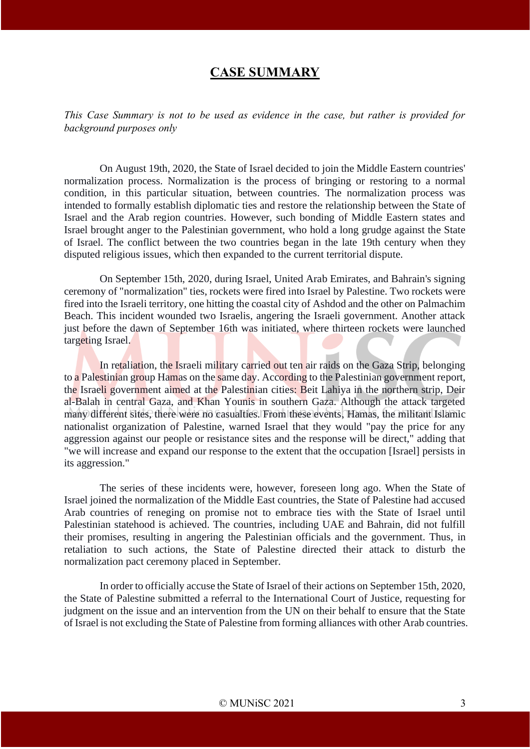# CASE SUMMARY

*This Case Summary is not to be used as evidence in the case, but rather is provided for background purposes only*

On August 19th, 2020, the State of Israel decided to join the Middle Eastern countries' normalization process. Normalization is the process of bringing or restoring to a normal condition, in this particular situation, between countries. The normalization process was intended to formally establish diplomatic ties and restore the relationship between the State of Israel and the Arab region countries. However, such bonding of Middle Eastern states and Israel brought anger to the Palestinian government, who hold a long grudge against the State of Israel. The conflict between the two countries began in the late 19th century when they disputed religious issues, which then expanded to the current territorial dispute.

On September 15th, 2020, during Israel, United Arab Emirates, and Bahrain's signing ceremony of "normalization" ties, rockets were fired into Israel by Palestine. Two rockets were fired into the Israeli territory, one hitting the coastal city of Ashdod and the other on Palmachim Beach. This incident wounded two Israelis, angering the Israeli government. Another attack just before the dawn of September 16th was initiated, where thirteen rockets were launched targeting Israel.

In retaliation, the Israeli military carried out ten air raids on the Gaza Strip, belonging to a Palestinian group Hamas on the same day. According to the Palestinian government report, the Israeli government aimed at the Palestinian cities: Beit Lahiya in the northern strip, Deir al-Balah in central Gaza, and Khan Younis in southern Gaza. Although the attack targeted many different sites, there were no casualties. From these events, Hamas, the militant Islamic nationalist organization of Palestine, warned Israel that they would "pay the price for any aggression against our people or resistance sites and the response will be direct," adding that "we will increase and expand our response to the extent that the occupation [Israel] persists in its aggression."

The series of these incidents were, however, foreseen long ago. When the State of Israel joined the normalization of the Middle East countries, the State of Palestine had accused Arab countries of reneging on promise not to embrace ties with the State of Israel until Palestinian statehood is achieved. The countries, including UAE and Bahrain, did not fulfill their promises, resulting in angering the Palestinian officials and the government. Thus, in retaliation to such actions, the State of Palestine directed their attack to disturb the normalization pact ceremony placed in September.

In order to officially accuse the State of Israel of their actions on September 15th, 2020, the State of Palestine submitted a referral to the International Court of Justice, requesting for judgment on the issue and an intervention from the UN on their behalf to ensure that the State of Israel is not excluding the State of Palestine from forming alliances with other Arab countries.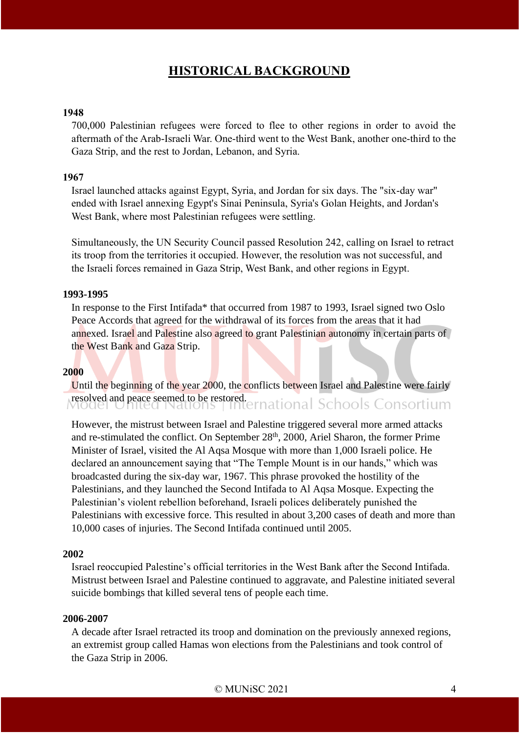## HISTORICAL BACKGROUND

**1948**

700,000 Palestinian refugees were forced to flee to other regions in order to avoid the aftermath of the Arab-Israeli War. One-third went to the West Bank, another one-third to the Gaza Strip, and the rest to Jordan, Lebanon, and Syria.

**1967**

Israel launched attacks against Egypt, Syria, and Jordan for six days. The "six-day war" ended with Israel annexing Egypt's Sinai Peninsula, Syria's Golan Heights, and Jordan's West Bank, where most Palestinian refugees were settling.

Simultaneously, the UN Security Council passed Resolution 242, calling on Israel to retract its troop from the territories it occupied. However, the resolution was not successful, and the Israeli forces remained in Gaza Strip, West Bank, and other regions in Egypt.

**1993-1995**

In response to the First Intifada* that occurred from 1987 to 1993, Israel signed two Oslo Peace Accords that agreed for the withdrawal of its forces from the areas that it had annexed. Israel and Palestine also agreed to grant Palestinian autonomy in certain parts of the West Bank and Gaza Strip.

**2000**

Until the beginning of the year 2000, the conflicts between Israel and Palestine were fairly resolved and peace seemed to be restored.

However, the mistrust between Israel and Palestine triggered several more armed attacks and re-stimulated the conflict. On September 28th, 2000, Ariel Sharon, the former Prime Minister of Israel, visited the Al Aqsa Mosque with more than 1,000 Israeli police. He declared an announcement saying that "The Temple Mount is in our hands," which was broadcasted during the six-day war, 1967. This phrase provoked the hostility of the Palestinians, and they launched the Second Intifada to Al Aqsa Mosque. Expecting the Palestinian's violent rebellion beforehand, Israeli polices deliberately punished the Palestinians with excessive force. This resulted in about 3,200 cases of death and more than 10,000 cases of injuries. The Second Intifada continued until 2005.

**2002**

Israel reoccupied Palestine's official territories in the West Bank after the Second Intifada. Mistrust between Israel and Palestine continued to aggravate, and Palestine initiated several suicide bombings that killed several tens of people each time.

**2006-2007**

A decade after Israel retracted its troop and domination on the previously annexed regions, an extremist group called Hamas won elections from the Palestinians and took control of the Gaza Strip in 2006.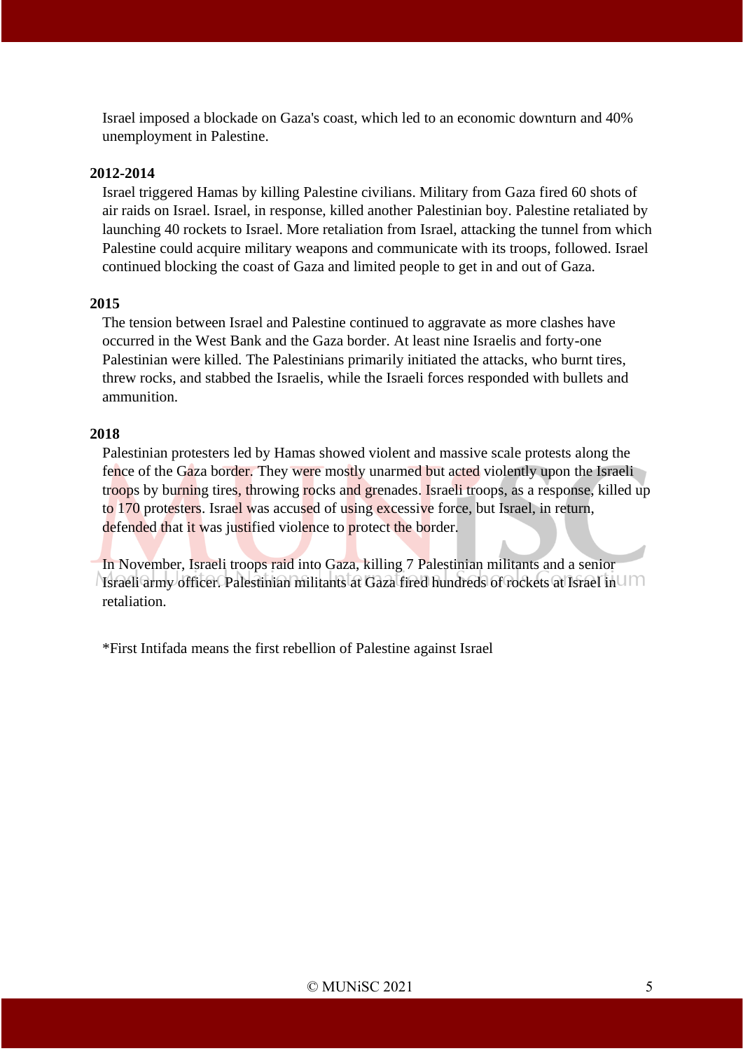Israel imposed a blockade on Gaza's coast, which led to an economic downturn and 40% unemployment in Palestine.

**2012-2014**

Israel triggered Hamas by killing Palestine civilians. Military from Gaza fired 60 shots of air raids on Israel. Israel, in response, killed another Palestinian boy. Palestine retaliated by launching 40 rockets to Israel. More retaliation from Israel, attacking the tunnel from which Palestine could acquire military weapons and communicate with its troops, followed. Israel continued blocking the coast of Gaza and limited people to get in and out of Gaza.

**2015**

The tension between Israel and Palestine continued to aggravate as more clashes have occurred in the West Bank and the Gaza border. At least nine Israelis and forty-one Palestinian were killed. The Palestinians primarily initiated the attacks, who burnt tires, threw rocks, and stabbed the Israelis, while the Israeli forces responded with bullets and ammunition.

**2018**

Palestinian protesters led by Hamas showed violent and massive scale protests along the fence of the Gaza border. They were mostly unarmed but acted violently upon the Israeli troops by burning tires, throwing rocks and grenades. Israeli troops, as a response, killed up to 170 protesters. Israel was accused of using excessive force, but Israel, in return, defended that it was justified violence to protect the border.

In November, Israeli troops raid into Gaza, killing 7 Palestinian militants and a senior Israeli army officer. Palestinian militants at Gaza fired hundreds of rockets at Israel in retaliation.

*First Intifada means the first rebellion of Palestine against Israel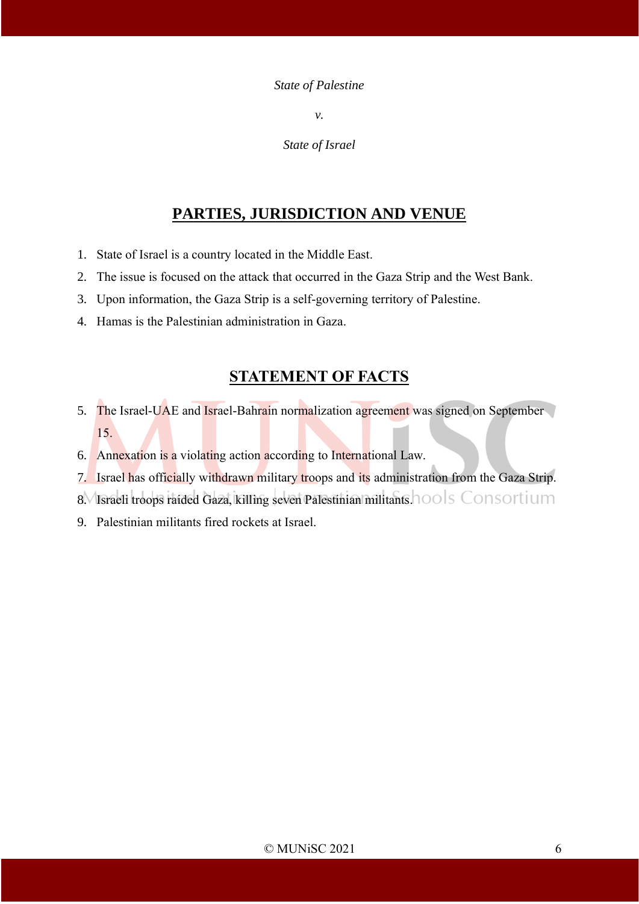*State of Palestine*

*v.*

*State of Israel*

## PARTIES, JURISDICTION AND VENUE

1. State of Israel is a country located in the Middle East.
2. The issue is focused on the attack that occurred in the Gaza Strip and the West Bank.
3. Upon information, the Gaza Strip is a self-governing territory of Palestine.
4. Hamas is the Palestinian administration in Gaza.

## STATEMENT OF FACTS

5. The Israel-UAE and Israel-Bahrain normalization agreement was signed on September 15.
6. Annexation is a violating action according to International Law.
7. Israel has officially withdrawn military troops and its administration from the Gaza Strip.
8. Israeli troops raided Gaza, killing seven Palestinian militants.
9. Palestinian militants fired rockets at Israel.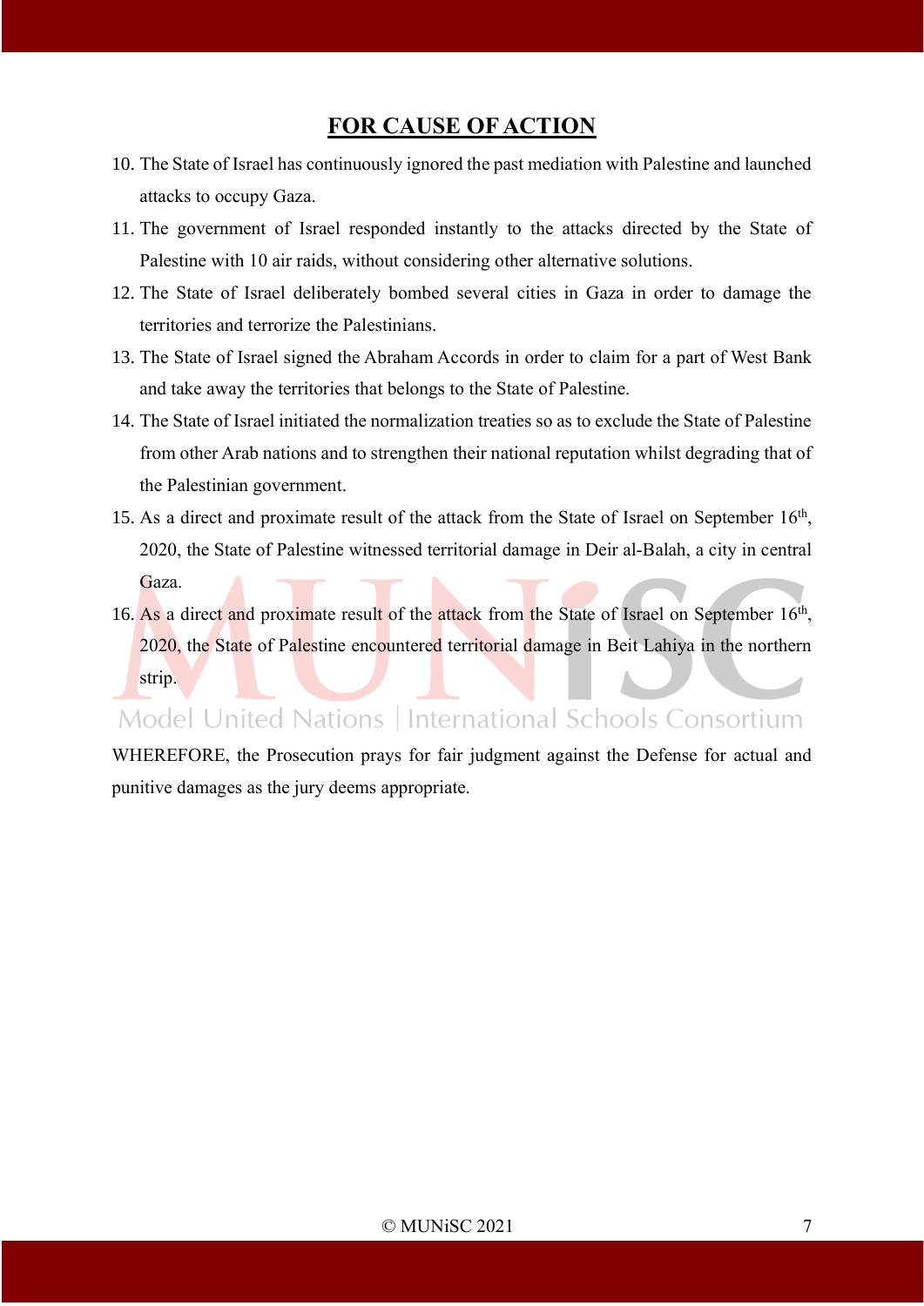## FOR CAUSE OF ACTION

10. The State of Israel has continuously ignored the past mediation with Palestine and launched attacks to occupy Gaza.
11. The government of Israel responded instantly to the attacks directed by the State of Palestine with 10 air raids, without considering other alternative solutions.
12. The State of Israel deliberately bombed several cities in Gaza in order to damage the territories and terrorize the Palestinians.
13. The State of Israel signed the Abraham Accords in order to claim for a part of West Bank and take away the territories that belongs to the State of Palestine.
14. The State of Israel initiated the normalization treaties so as to exclude the State of Palestine from other Arab nations and to strengthen their national reputation whilst degrading that of the Palestinian government.
15. As a direct and proximate result of the attack from the State of Israel on September 16th, 2020, the State of Palestine witnessed territorial damage in Deir al-Balah, a city in central Gaza.
16. As a direct and proximate result of the attack from the State of Israel on September 16th, 2020, the State of Palestine encountered territorial damage in Beit Lahiya in the northern strip.

WHEREFORE, the Prosecution prays for fair judgment against the Defense for actual and punitive damages as the jury deems appropriate.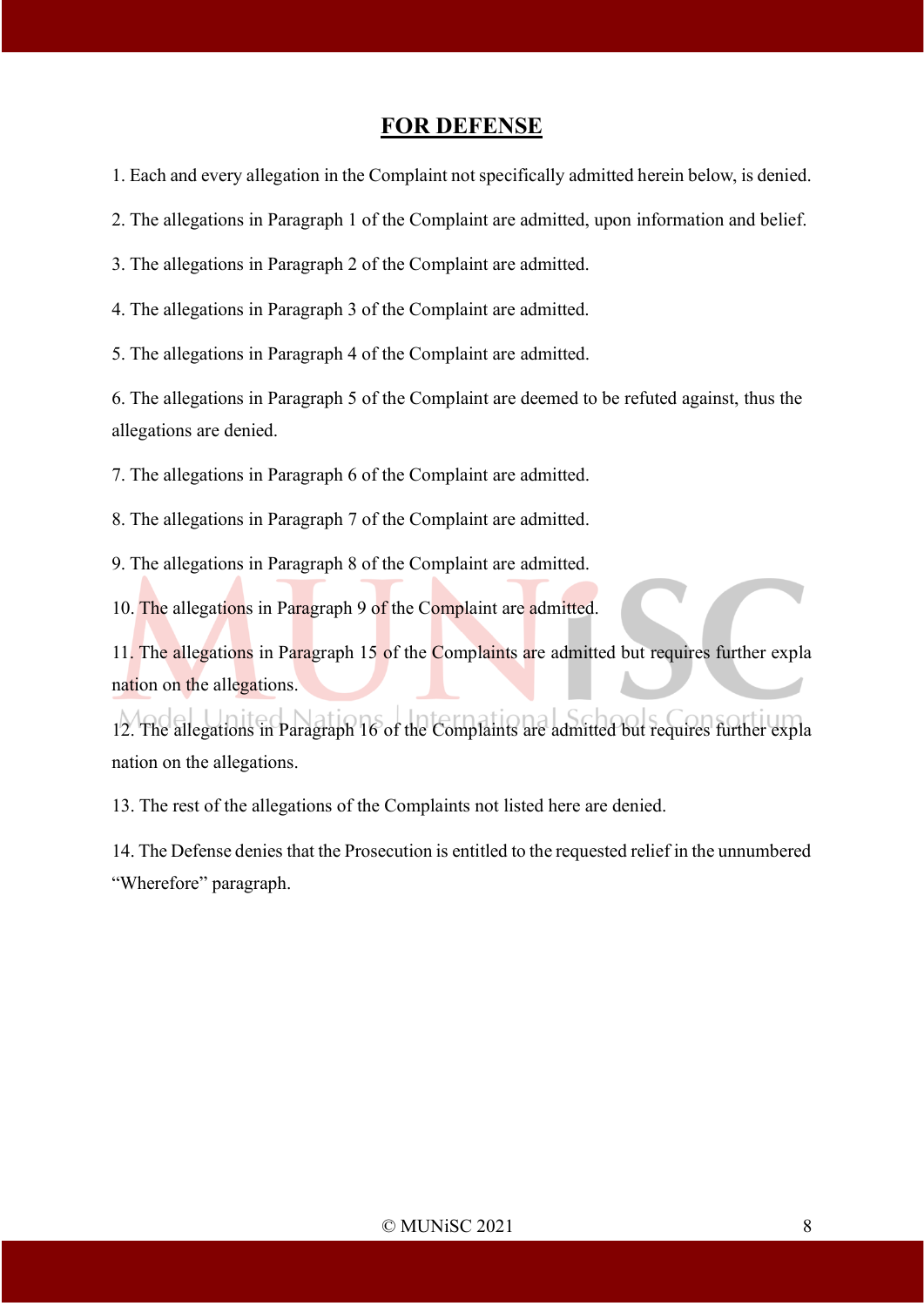## FOR DEFENSE

1. Each and every allegation in the Complaint not specifically admitted herein below, is denied.
2. The allegations in Paragraph 1 of the Complaint are admitted, upon information and belief.
3. The allegations in Paragraph 2 of the Complaint are admitted.
4. The allegations in Paragraph 3 of the Complaint are admitted.
5. The allegations in Paragraph 4 of the Complaint are admitted.
6. The allegations in Paragraph 5 of the Complaint are deemed to be refuted against, thus the allegations are denied.
7. The allegations in Paragraph 6 of the Complaint are admitted.
8. The allegations in Paragraph 7 of the Complaint are admitted.
9. The allegations in Paragraph 8 of the Complaint are admitted.
10. The allegations in Paragraph 9 of the Complaint are admitted.
11. The allegations in Paragraph 15 of the Complaints are admitted but requires further explanation on the allegations.
12. The allegations in Paragraph 16 of the Complaints are admitted but requires further explanation on the allegations.
13. The rest of the allegations of the Complaints not listed here are denied.
14. The Defense denies that the Prosecution is entitled to the requested relief in the unnumbered "Wherefore" paragraph.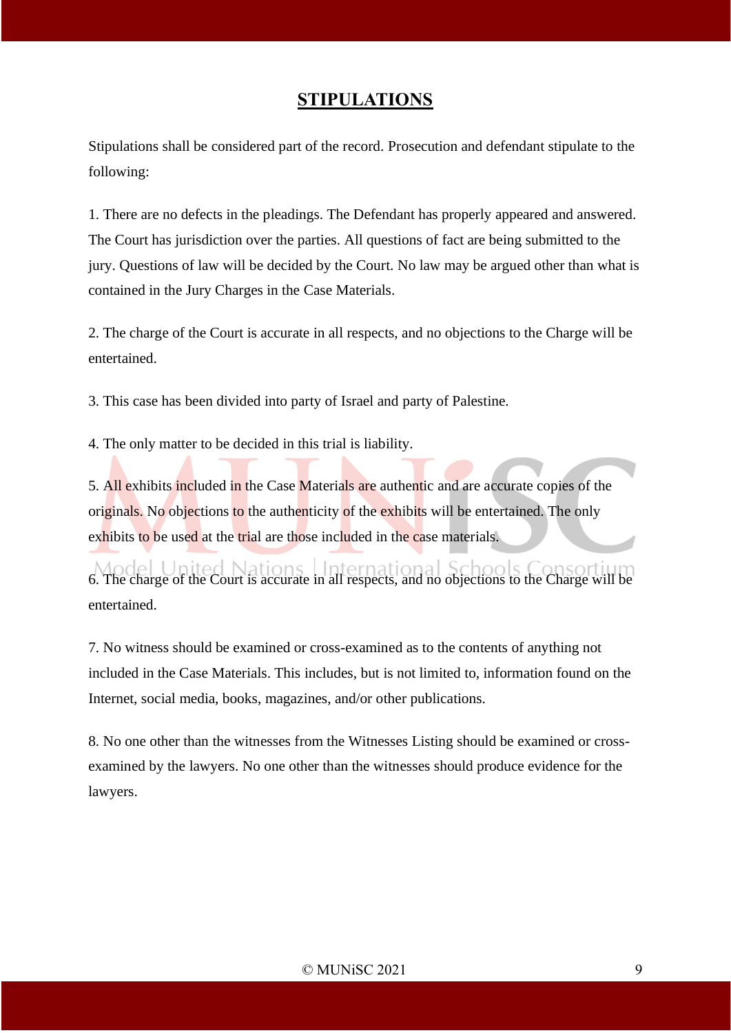# STIPULATIONS

Stipulations shall be considered part of the record. Prosecution and defendant stipulate to the following:

1. There are no defects in the pleadings. The Defendant has properly appeared and answered. The Court has jurisdiction over the parties. All questions of fact are being submitted to the jury. Questions of law will be decided by the Court. No law may be argued other than what is contained in the Jury Charges in the Case Materials.

2. The charge of the Court is accurate in all respects, and no objections to the Charge will be entertained.

3. This case has been divided into party of Israel and party of Palestine.

4. The only matter to be decided in this trial is liability.

5. All exhibits included in the Case Materials are authentic and are accurate copies of the originals. No objections to the authenticity of the exhibits will be entertained. The only exhibits to be used at the trial are those included in the case materials.

6. The charge of the Court is accurate in all respects, and no objections to the Charge will be entertained.

7. No witness should be examined or cross-examined as to the contents of anything not included in the Case Materials. This includes, but is not limited to, information found on the Internet, social media, books, magazines, and/or other publications.

8. No one other than the witnesses from the Witnesses Listing should be examined or cross-examined by the lawyers. No one other than the witnesses should produce evidence for the lawyers.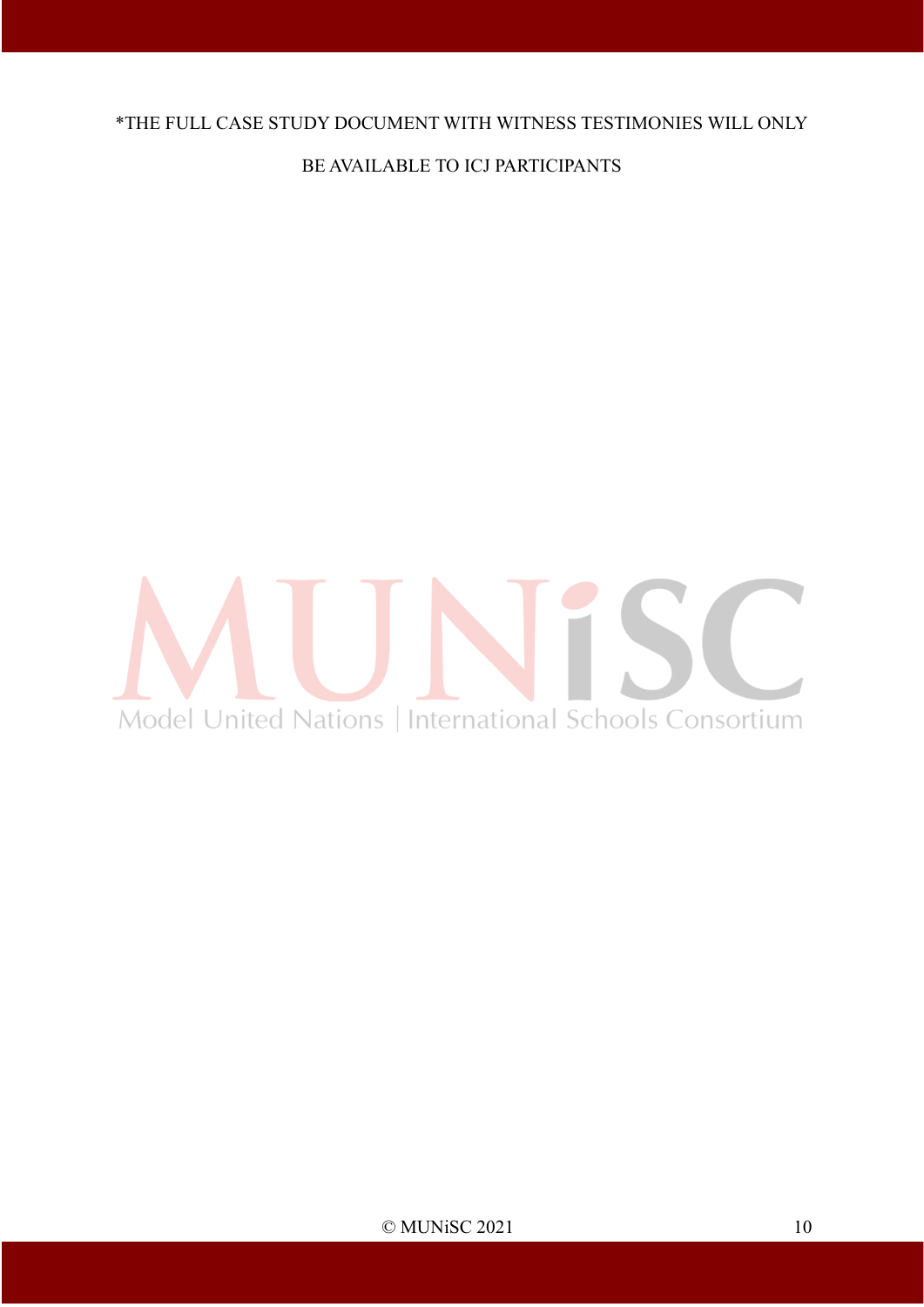*THE FULL CASE STUDY DOCUMENT WITH WITNESS TESTIMONIES WILL ONLY BE AVAILABLE TO ICJ PARTICIPANTS